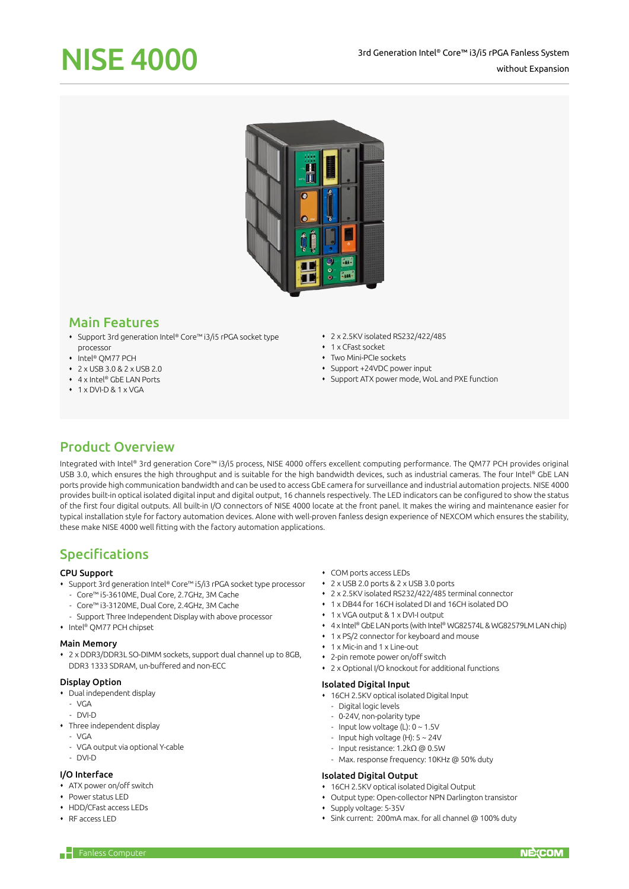# NISE 4000

3rd Generation Intel® Core™ i3/i5 rPGA Fanless System without Expansion

## Main Features

- Support 3rd generation Intel® Core™ i3/i5 rPGA socket type processor
- Intel® QM77 PCH
- 2 x USB 3.0 & 2 x USB 2.0
- 4 x Intel® GbE LAN Ports
- 1 x DVI-D & 1 x VGA
- 2 x 2.5KV isolated RS232/422/485
- 1 x CFast socket
- Two Mini-PCIe sockets
- Support +24VDC power input
- Support ATX power mode, WoL and PXE function

## Product Overview

Integrated with Intel® 3rd generation Core™ i3/i5 process, NISE 4000 offers excellent computing performance. The QM77 PCH provides original USB 3.0, which ensures the high throughput and is suitable for the high bandwidth devices, such as industrial cameras. The four Intel® GbE LAN ports provide high communication bandwidth and can be used to access GbE camera for surveillance and industrial automation projects. NISE 4000 provides built-in optical isolated digital input and digital output, 16 channels respectively. The LED indicators can be configured to show the status of the first four digital outputs. All built-in I/O connectors of NISE 4000 locate at the front panel. It makes the wiring and maintenance easier for typical installation style for factory automation devices. Alone with well-proven fanless design experience of NEXCOM which ensures the stability, these make NISE 4000 well fitting with the factory automation applications.

## Specifications

### CPU Support

- Support 3rd generation Intel® Core™ i5/i3 rPGA socket type processor
  - Core™ i5-3610ME, Dual Core, 2.7GHz, 3M Cache
  - Core™ i3-3120ME, Dual Core, 2.4GHz, 3M Cache
  - Support Three Independent Display with above processor
- Intel® QM77 PCH chipset

### Main Memory

- 2 x DDR3/DDR3L SO-DIMM sockets, support dual channel up to 8GB, DDR3 1333 SDRAM, un-buffered and non-ECC

### Display Option

- Dual independent display
  - VGA
  - DVI-D
- Three independent display
  - VGA
  - VGA output via optional Y-cable
  - DVI-D

### I/O Interface

- ATX power on/off switch
- Power status LED
- HDD/CFast access LEDs
- RF access LED
- COM ports access LEDs
- 2 x USB 2.0 ports & 2 x USB 3.0 ports
- 2 x 2.5KV isolated RS232/422/485 terminal connector
- 1 x DB44 for 16CH isolated DI and 16CH isolated DO
- 1 x VGA output & 1 x DVI-I output
- 4 x Intel® GbE LAN ports (with Intel® WG82574L & WG82579LM LAN chip)
- 1 x PS/2 connector for keyboard and mouse
- 1 x Mic-in and 1 x Line-out
- 2-pin remote power on/off switch
- 2 x Optional I/O knockout for additional functions

### Isolated Digital Input

- 16CH 2.5KV optical isolated Digital Input
  - Digital logic levels
  - 0-24V, non-polarity type
  - Input low voltage (L): 0 ~ 1.5V
  - Input high voltage (H): 5 ~ 24V
  - Input resistance: 1.2kΩ @ 0.5W
  - Max. response frequency: 10KHz @ 50% duty

### Isolated Digital Output

- 16CH 2.5KV optical isolated Digital Output
- Output type: Open-collector NPN Darlington transistor
- Supply voltage: 5-35V
- Sink current: 200mA max. for all channel @ 100% duty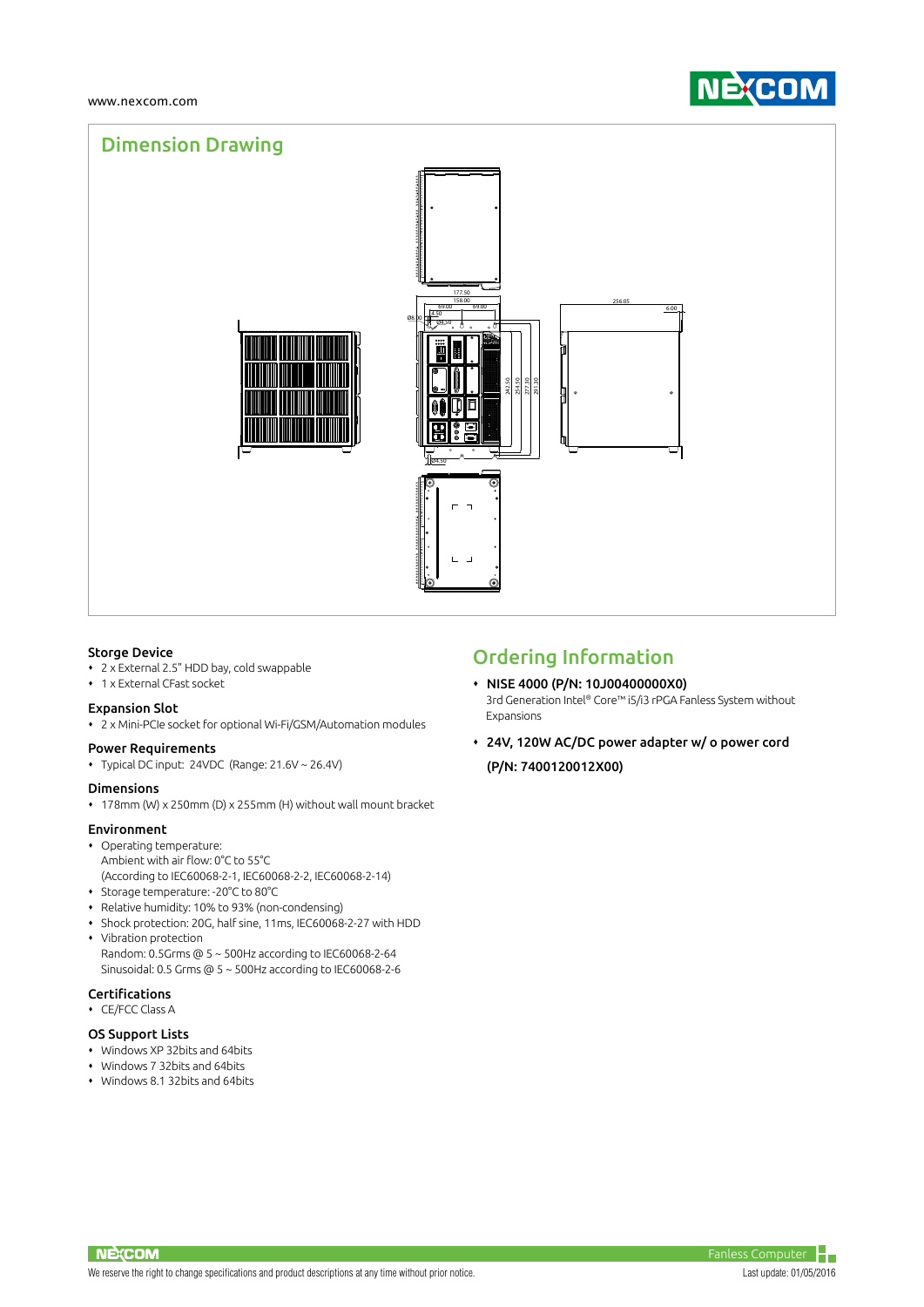## Dimension Drawing

177.50
158.00
69.00
69.00
4.50
Ø8.00
Ø4.50
242.50
254.50
277.30
291.30
256.05
6.00
Ø4.50

### Storge Device

- 2 x External 2.5" HDD bay, cold swappable
- 1 x External CFast socket

### Expansion Slot

- 2 x Mini-PCIe socket for optional Wi-Fi/GSM/Automation modules

### Power Requirements

- Typical DC input: 24VDC (Range: 21.6V ~ 26.4V)

### Dimensions

- 178mm (W) x 250mm (D) x 255mm (H) without wall mount bracket

### Environment

- Operating temperature:
  Ambient with air flow: 0°C to 55°C
  (According to IEC60068-2-1, IEC60068-2-2, IEC60068-2-14)
- Storage temperature: -20°C to 80°C
- Relative humidity: 10% to 93% (non-condensing)
- Shock protection: 20G, half sine, 11ms, IEC60068-2-27 with HDD
- Vibration protection
  Random: 0.5Grms @ 5 ~ 500Hz according to IEC60068-2-64
  Sinusoidal: 0.5 Grms @ 5 ~ 500Hz according to IEC60068-2-6

### Certifications

- CE/FCC Class A

### OS Support Lists

- Windows XP 32bits and 64bits
- Windows 7 32bits and 64bits
- Windows 8.1 32bits and 64bits

## Ordering Information

- **NISE 4000 (P/N: 10J00400000X0)**
  3rd Generation Intel® Core™ i5/i3 rPGA Fanless System without Expansions
- **24V, 120W AC/DC power adapter w/ o power cord (P/N: 7400120012X00)**

We reserve the right to change specifications and product descriptions at any time without prior notice.

Last update: 01/05/2016